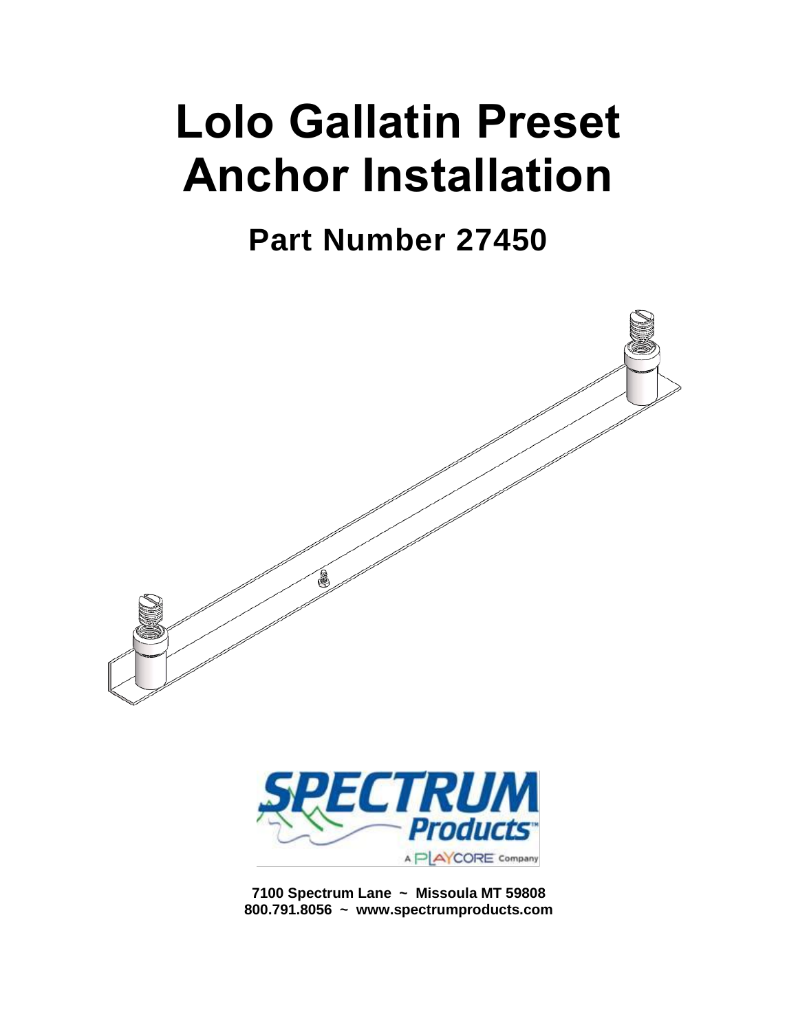# Lolo Gallatin Preset Anchor Installation

## Part Number 27450

**7100 Spectrum Lane ~ Missoula MT 59808**
**800.791.8056 ~ www.spectrumproducts.com**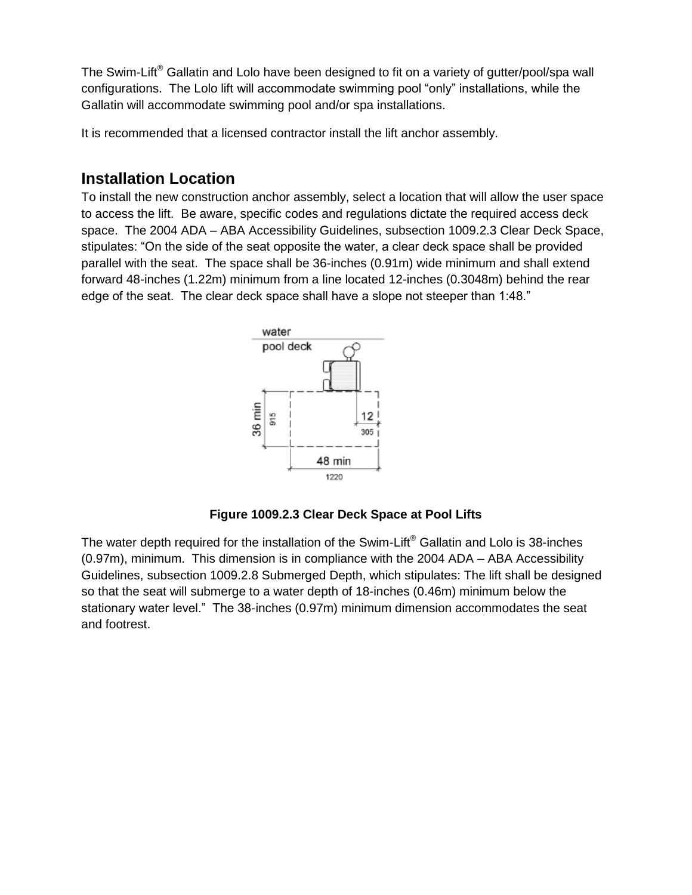The Swim-Lift® Gallatin and Lolo have been designed to fit on a variety of gutter/pool/spa wall configurations. The Lolo lift will accommodate swimming pool "only" installations, while the Gallatin will accommodate swimming pool and/or spa installations.

It is recommended that a licensed contractor install the lift anchor assembly.

## Installation Location

To install the new construction anchor assembly, select a location that will allow the user space to access the lift. Be aware, specific codes and regulations dictate the required access deck space. The 2004 ADA – ABA Accessibility Guidelines, subsection 1009.2.3 Clear Deck Space, stipulates: "On the side of the seat opposite the water, a clear deck space shall be provided parallel with the seat. The space shall be 36-inches (0.91m) wide minimum and shall extend forward 48-inches (1.22m) minimum from a line located 12-inches (0.3048m) behind the rear edge of the seat. The clear deck space shall have a slope not steeper than 1:48."

**Figure 1009.2.3 Clear Deck Space at Pool Lifts**

The water depth required for the installation of the Swim-Lift® Gallatin and Lolo is 38-inches (0.97m), minimum. This dimension is in compliance with the 2004 ADA – ABA Accessibility Guidelines, subsection 1009.2.8 Submerged Depth, which stipulates: The lift shall be designed so that the seat will submerge to a water depth of 18-inches (0.46m) minimum below the stationary water level." The 38-inches (0.97m) minimum dimension accommodates the seat and footrest.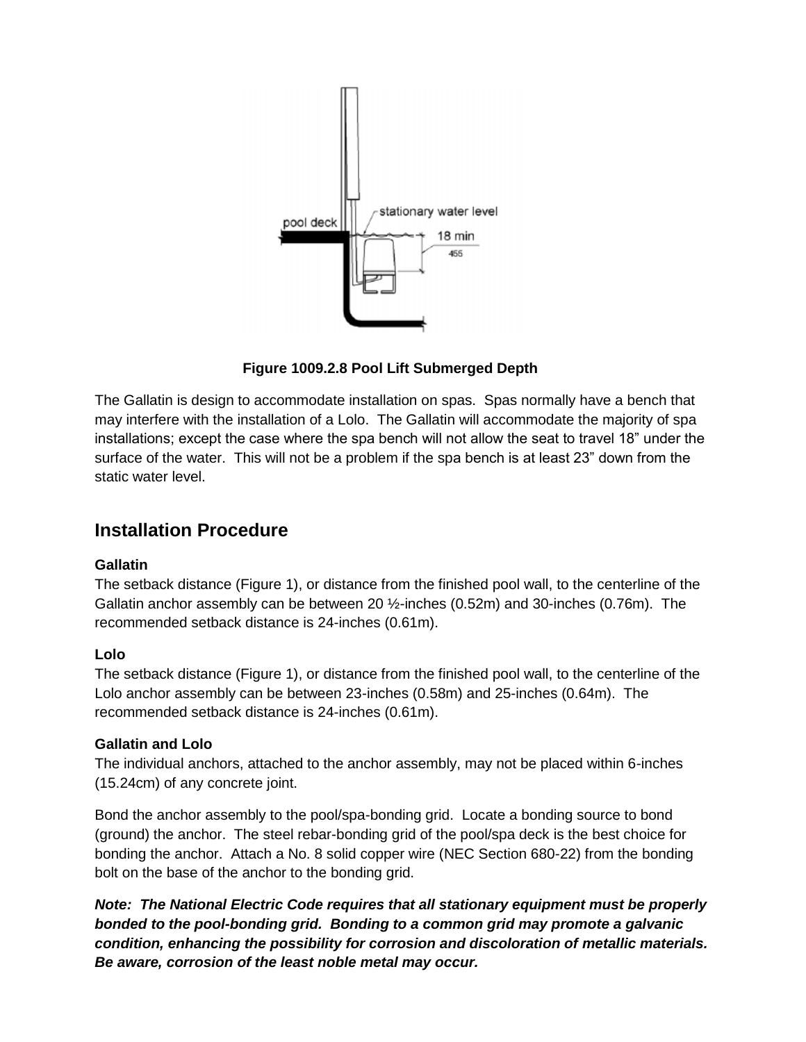**Figure 1009.2.8 Pool Lift Submerged Depth**

The Gallatin is design to accommodate installation on spas. Spas normally have a bench that may interfere with the installation of a Lolo. The Gallatin will accommodate the majority of spa installations; except the case where the spa bench will not allow the seat to travel 18” under the surface of the water. This will not be a problem if the spa bench is at least 23” down from the static water level.

## Installation Procedure

**Gallatin**

The setback distance (Figure 1), or distance from the finished pool wall, to the centerline of the Gallatin anchor assembly can be between 20 ½-inches (0.52m) and 30-inches (0.76m). The recommended setback distance is 24-inches (0.61m).

**Lolo**

The setback distance (Figure 1), or distance from the finished pool wall, to the centerline of the Lolo anchor assembly can be between 23-inches (0.58m) and 25-inches (0.64m). The recommended setback distance is 24-inches (0.61m).

**Gallatin and Lolo**

The individual anchors, attached to the anchor assembly, may not be placed within 6-inches (15.24cm) of any concrete joint.

Bond the anchor assembly to the pool/spa-bonding grid. Locate a bonding source to bond (ground) the anchor. The steel rebar-bonding grid of the pool/spa deck is the best choice for bonding the anchor. Attach a No. 8 solid copper wire (NEC Section 680-22) from the bonding bolt on the base of the anchor to the bonding grid.

***Note: The National Electric Code requires that all stationary equipment must be properly bonded to the pool-bonding grid. Bonding to a common grid may promote a galvanic condition, enhancing the possibility for corrosion and discoloration of metallic materials. Be aware, corrosion of the least noble metal may occur.***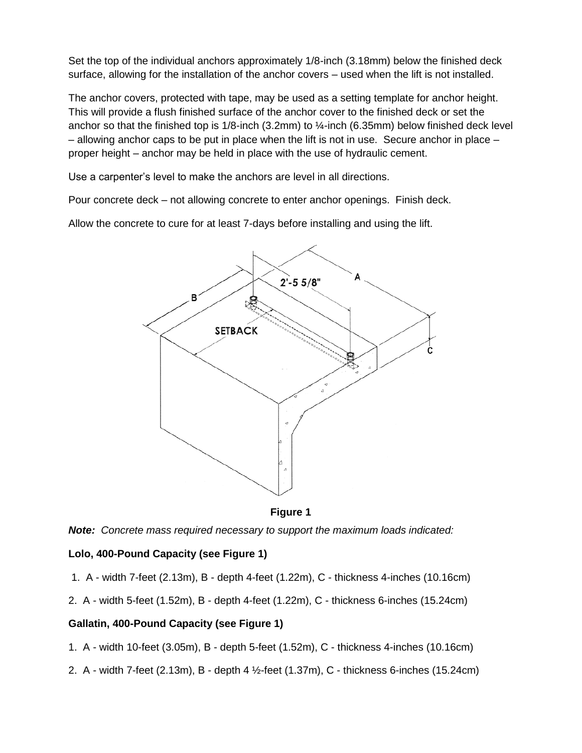Set the top of the individual anchors approximately 1/8-inch (3.18mm) below the finished deck surface, allowing for the installation of the anchor covers – used when the lift is not installed.

The anchor covers, protected with tape, may be used as a setting template for anchor height. This will provide a flush finished surface of the anchor cover to the finished deck or set the anchor so that the finished top is 1/8-inch (3.2mm) to ¼-inch (6.35mm) below finished deck level – allowing anchor caps to be put in place when the lift is not in use. Secure anchor in place – proper height – anchor may be held in place with the use of hydraulic cement.

Use a carpenter's level to make the anchors are level in all directions.

Pour concrete deck – not allowing concrete to enter anchor openings. Finish deck.

Allow the concrete to cure for at least 7-days before installing and using the lift.

2'-5 5/8"

A

B

C

SETBACK

**Figure 1**

***Note:** Concrete mass required necessary to support the maximum loads indicated:*

**Lolo, 400-Pound Capacity (see Figure 1)**

1. A - width 7-feet (2.13m), B - depth 4-feet (1.22m), C - thickness 4-inches (10.16cm)
2. A - width 5-feet (1.52m), B - depth 4-feet (1.22m), C - thickness 6-inches (15.24cm)

**Gallatin, 400-Pound Capacity (see Figure 1)**

1. A - width 10-feet (3.05m), B - depth 5-feet (1.52m), C - thickness 4-inches (10.16cm)
2. A - width 7-feet (2.13m), B - depth 4 ½-feet (1.37m), C - thickness 6-inches (15.24cm)